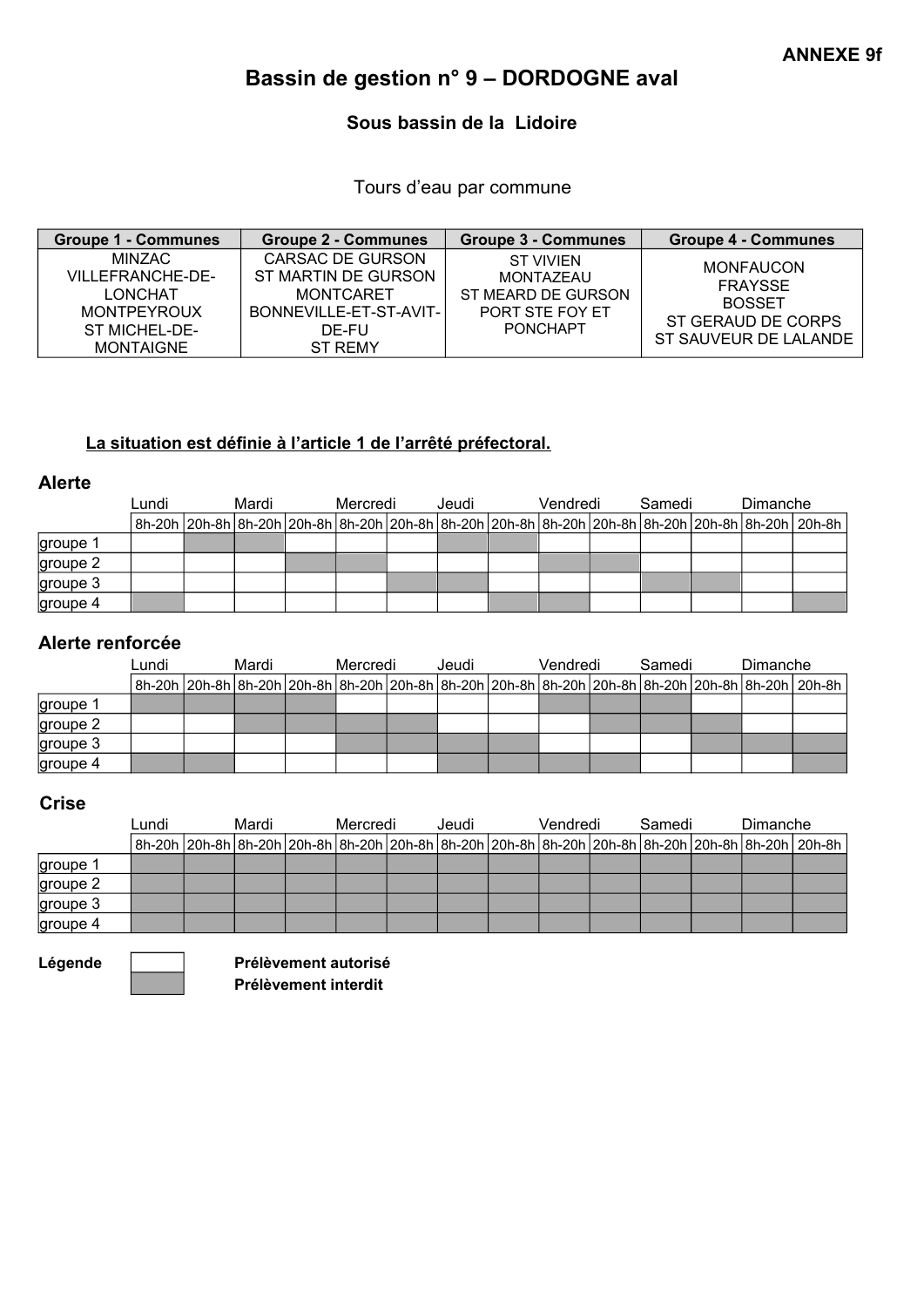ANNEXE 9f

# Bassin de gestion n° 9 – DORDOGNE aval

## Sous bassin de la Lidoire

Tours d'eau par commune

| Groupe 1 - Communes | Groupe 2 - Communes | Groupe 3 - Communes | Groupe 4 - Communes |
|---|---|---|---|
| MINZAC<br>VILLEFRANCHE-DE-LONCHAT<br>MONTPEYROUX<br>ST MICHEL-DE-MONTAIGNE | CARSAC DE GURSON<br>ST MARTIN DE GURSON<br>MONTCARET<br>BONNEVILLE-ET-ST-AVIT-DE-FU<br>ST REMY | ST VIVIEN<br>MONTAZEAU<br>ST MEARD DE GURSON<br>PORT STE FOY ET PONCHAPT | MONFAUCON<br>FRAYSSE<br>BOSSET<br>ST GERAUD DE CORPS<br>ST SAUVEUR DE LALANDE |

**La situation est définie à l'article 1 de l'arrêté préfectoral.**

### Alerte

| | Lundi | | Mardi | | Mercredi | | Jeudi | | Vendredi | | Samedi | | Dimanche | |
|---|---|---|---|---|---|---|---|---|---|---|---|---|---|---|
| | 8h-20h | 20h-8h | 8h-20h | 20h-8h | 8h-20h | 20h-8h | 8h-20h | 20h-8h | 8h-20h | 20h-8h | 8h-20h | 20h-8h | 8h-20h | 20h-8h |
| groupe 1 | | ■ | ■ | | | | ■ | ■ | | | | | | |
| groupe 2 | | | | ■ | ■ | | | | ■ | ■ | | | | |
| groupe 3 | | | | | | ■ | ■ | | | | ■ | ■ | | |
| groupe 4 | ■ | | | | | | | ■ | ■ | | | | | ■ |

### Alerte renforcée

| | Lundi | | Mardi | | Mercredi | | Jeudi | | Vendredi | | Samedi | | Dimanche | |
|---|---|---|---|---|---|---|---|---|---|---|---|---|---|---|
| | 8h-20h | 20h-8h | 8h-20h | 20h-8h | 8h-20h | 20h-8h | 8h-20h | 20h-8h | 8h-20h | 20h-8h | 8h-20h | 20h-8h | 8h-20h | 20h-8h |
| groupe 1 | ■ | ■ | ■ | ■ | | | | | ■ | ■ | ■ | | | |
| groupe 2 | | | ■ | ■ | ■ | ■ | | | | ■ | ■ | ■ | | |
| groupe 3 | | | | | ■ | ■ | ■ | ■ | | | | ■ | ■ | ■ |
| groupe 4 | ■ | ■ | | | | | ■ | ■ | ■ | ■ | | | | ■ |

### Crise

| | Lundi | | Mardi | | Mercredi | | Jeudi | | Vendredi | | Samedi | | Dimanche | |
|---|---|---|---|---|---|---|---|---|---|---|---|---|---|---|
| | 8h-20h | 20h-8h | 8h-20h | 20h-8h | 8h-20h | 20h-8h | 8h-20h | 20h-8h | 8h-20h | 20h-8h | 8h-20h | 20h-8h | 8h-20h | 20h-8h |
| groupe 1 | ■ | ■ | ■ | ■ | ■ | ■ | ■ | ■ | ■ | ■ | ■ | ■ | ■ | ■ |
| groupe 2 | ■ | ■ | ■ | ■ | ■ | ■ | ■ | ■ | ■ | ■ | ■ | ■ | ■ | ■ |
| groupe 3 | ■ | ■ | ■ | ■ | ■ | ■ | ■ | ■ | ■ | ■ | ■ | ■ | ■ | ■ |
| groupe 4 | ■ | ■ | ■ | ■ | ■ | ■ | ■ | ■ | ■ | ■ | ■ | ■ | ■ | ■ |

**Légende**

| | |
|---|---|
| (case blanche) | **Prélèvement autorisé** |
| ■ | **Prélèvement interdit** |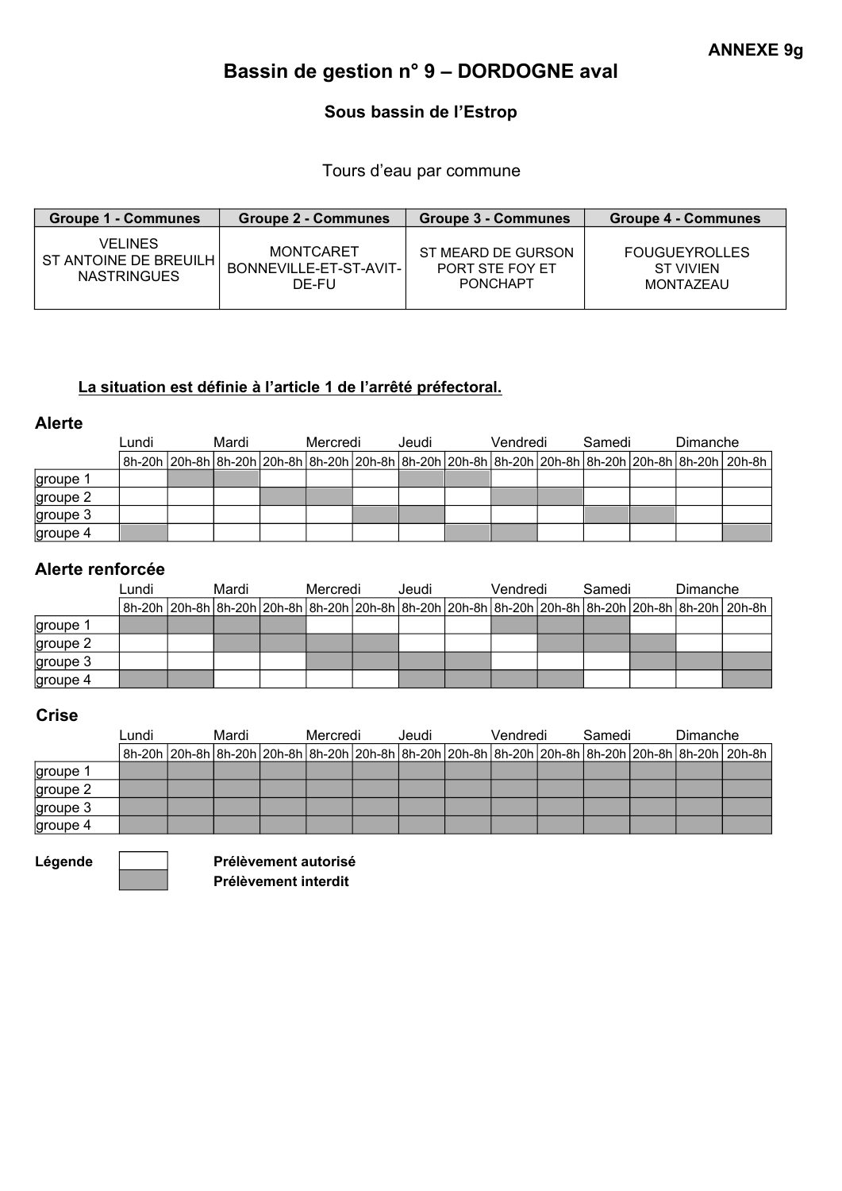ANNEXE 9g

# Bassin de gestion n° 9 – DORDOGNE aval

## Sous bassin de l'Estrop

Tours d'eau par commune

| Groupe 1 - Communes | Groupe 2 - Communes | Groupe 3 - Communes | Groupe 4 - Communes |
|---|---|---|---|
| VELINES<br>ST ANTOINE DE BREUILH<br>NASTRINGUES | MONTCARET<br>BONNEVILLE-ET-ST-AVIT-DE-FU | ST MEARD DE GURSON<br>PORT STE FOY ET PONCHAPT | FOUGUEYROLLES<br>ST VIVIEN<br>MONTAZEAU |

**La situation est définie à l'article 1 de l'arrêté préfectoral.**

### Alerte

| | Lundi | | Mardi | | Mercredi | | Jeudi | | Vendredi | | Samedi | | Dimanche | |
|---|---|---|---|---|---|---|---|---|---|---|---|---|---|---|
| | 8h-20h | 20h-8h | 8h-20h | 20h-8h | 8h-20h | 20h-8h | 8h-20h | 20h-8h | 8h-20h | 20h-8h | 8h-20h | 20h-8h | 8h-20h | 20h-8h |
| groupe 1 | | ■ | ■ | | | | ■ | ■ | | | | | | |
| groupe 2 | | | | ■ | ■ | | | | ■ | ■ | | | | |
| groupe 3 | | | | | | ■ | ■ | | | | ■ | ■ | | |
| groupe 4 | ■ | | | | | | | ■ | ■ | | | | | ■ |

### Alerte renforcée

| | Lundi | | Mardi | | Mercredi | | Jeudi | | Vendredi | | Samedi | | Dimanche | |
|---|---|---|---|---|---|---|---|---|---|---|---|---|---|---|
| | 8h-20h | 20h-8h | 8h-20h | 20h-8h | 8h-20h | 20h-8h | 8h-20h | 20h-8h | 8h-20h | 20h-8h | 8h-20h | 20h-8h | 8h-20h | 20h-8h |
| groupe 1 | ■ | ■ | ■ | ■ | | | | | ■ | ■ | ■ | | | |
| groupe 2 | | | ■ | ■ | ■ | ■ | | | | ■ | ■ | ■ | | |
| groupe 3 | | | | | ■ | ■ | ■ | ■ | | | | ■ | ■ | ■ |
| groupe 4 | ■ | ■ | | | | | ■ | ■ | ■ | ■ | | | | ■ |

### Crise

| | Lundi | | Mardi | | Mercredi | | Jeudi | | Vendredi | | Samedi | | Dimanche | |
|---|---|---|---|---|---|---|---|---|---|---|---|---|---|---|
| | 8h-20h | 20h-8h | 8h-20h | 20h-8h | 8h-20h | 20h-8h | 8h-20h | 20h-8h | 8h-20h | 20h-8h | 8h-20h | 20h-8h | 8h-20h | 20h-8h |
| groupe 1 | ■ | ■ | ■ | ■ | ■ | ■ | ■ | ■ | ■ | ■ | ■ | ■ | ■ | ■ |
| groupe 2 | ■ | ■ | ■ | ■ | ■ | ■ | ■ | ■ | ■ | ■ | ■ | ■ | ■ | ■ |
| groupe 3 | ■ | ■ | ■ | ■ | ■ | ■ | ■ | ■ | ■ | ■ | ■ | ■ | ■ | ■ |
| groupe 4 | ■ | ■ | ■ | ■ | ■ | ■ | ■ | ■ | ■ | ■ | ■ | ■ | ■ | ■ |

**Légende**

| | |
|---|---|
| (case vide) | **Prélèvement autorisé** |
| ■ | **Prélèvement interdit** |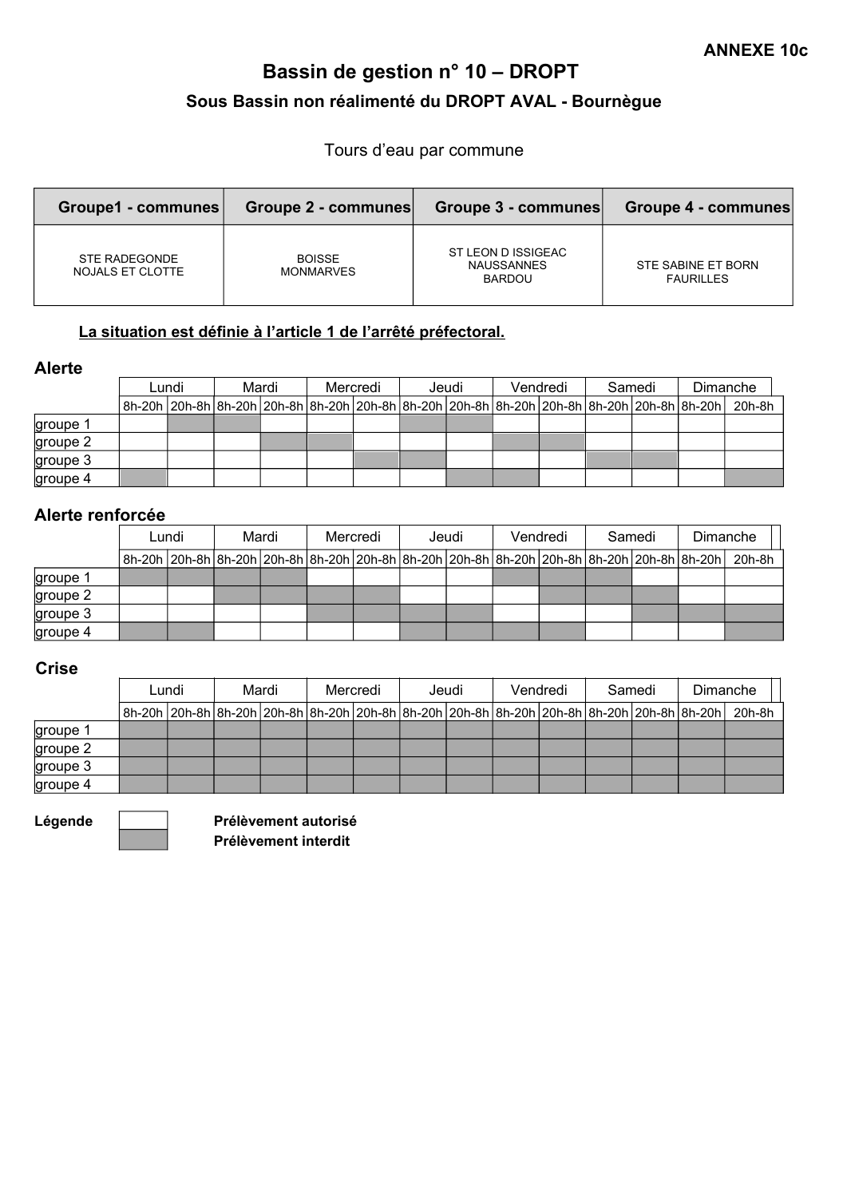**ANNEXE 10c**

# Bassin de gestion n° 10 – DROPT

## Sous Bassin non réalimenté du DROPT AVAL - Bournègue

Tours d'eau par commune

| Groupe1 - communes | Groupe 2 - communes | Groupe 3 - communes | Groupe 4 - communes |
|---|---|---|---|
| STE RADEGONDE<br>NOJALS ET CLOTTE | BOISSE<br>MONMARVES | ST LEON D ISSIGEAC<br>NAUSSANNES<br>BARDOU | STE SABINE ET BORN<br>FAURILLES |

**<u>La situation est définie à l'article 1 de l'arrêté préfectoral.</u>**

### Alerte

| | Lundi | | Mardi | | Mercredi | | Jeudi | | Vendredi | | Samedi | | Dimanche | |
|---|---|---|---|---|---|---|---|---|---|---|---|---|---|---|
| | 8h-20h | 20h-8h | 8h-20h | 20h-8h | 8h-20h | 20h-8h | 8h-20h | 20h-8h | 8h-20h | 20h-8h | 8h-20h | 20h-8h | 8h-20h | 20h-8h |
| groupe 1 | | X | X | | | | X | X | | | | | | |
| groupe 2 | | | | X | X | | | | X | X | | | | |
| groupe 3 | | | | | | X | X | | | | X | X | | |
| groupe 4 | X | | | | | | | X | X | | | | | X |

### Alerte renforcée

| | Lundi | | Mardi | | Mercredi | | Jeudi | | Vendredi | | Samedi | | Dimanche | |
|---|---|---|---|---|---|---|---|---|---|---|---|---|---|---|
| | 8h-20h | 20h-8h | 8h-20h | 20h-8h | 8h-20h | 20h-8h | 8h-20h | 20h-8h | 8h-20h | 20h-8h | 8h-20h | 20h-8h | 8h-20h | 20h-8h |
| groupe 1 | X | X | X | X | | | | | X | X | X | | | |
| groupe 2 | | | X | X | X | X | | | | X | X | X | | |
| groupe 3 | | | | | X | X | X | X | | | | X | X | X |
| groupe 4 | X | X | | | | | X | X | X | X | | | | X |

### Crise

| | Lundi | | Mardi | | Mercredi | | Jeudi | | Vendredi | | Samedi | | Dimanche | |
|---|---|---|---|---|---|---|---|---|---|---|---|---|---|---|
| | 8h-20h | 20h-8h | 8h-20h | 20h-8h | 8h-20h | 20h-8h | 8h-20h | 20h-8h | 8h-20h | 20h-8h | 8h-20h | 20h-8h | 8h-20h | 20h-8h |
| groupe 1 | X | X | X | X | X | X | X | X | X | X | X | X | X | X |
| groupe 2 | X | X | X | X | X | X | X | X | X | X | X | X | X | X |
| groupe 3 | X | X | X | X | X | X | X | X | X | X | X | X | X | X |
| groupe 4 | X | X | X | X | X | X | X | X | X | X | X | X | X | X |

**Légende**

| | |
|---|---|
| (case blanche) | **Prélèvement autorisé** |
| X (case grisée) | **Prélèvement interdit** |